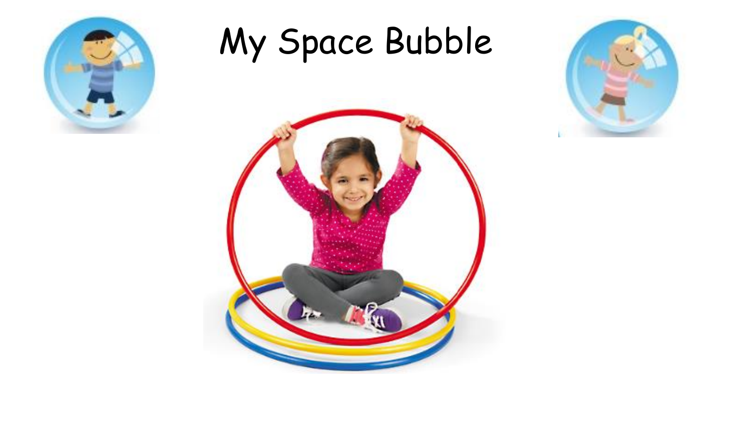# My Space Bubble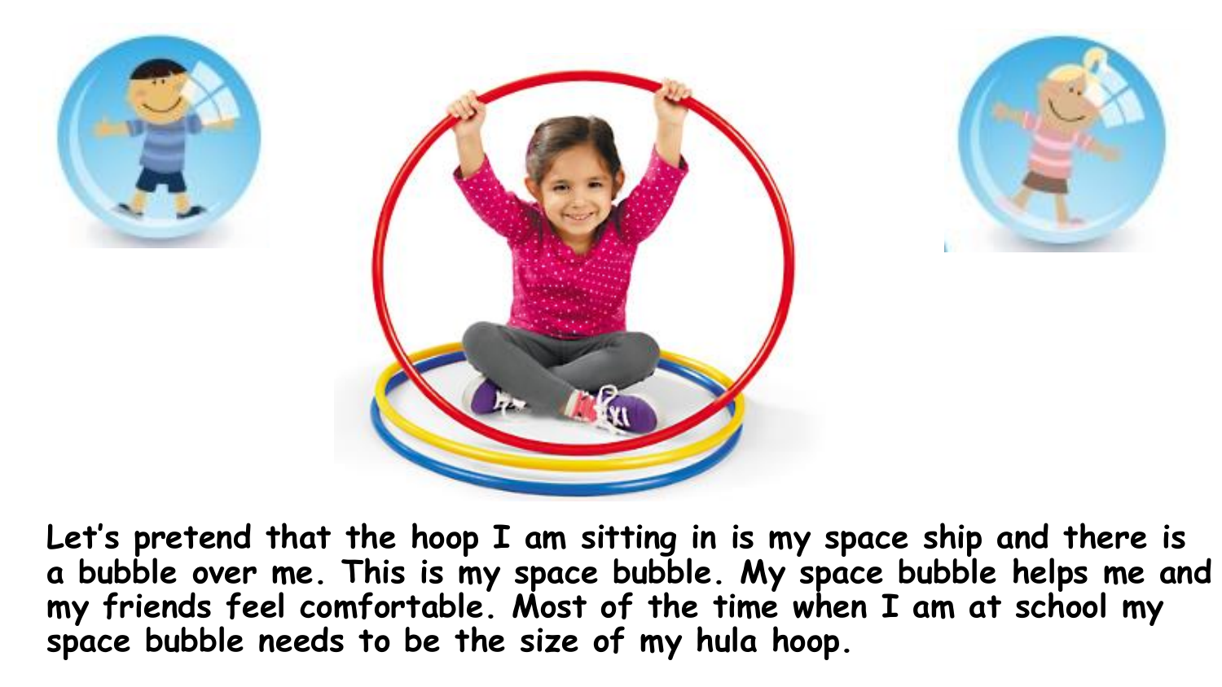**Let's pretend that the hoop I am sitting in is my space ship and there is a bubble over me. This is my space bubble. My space bubble helps me and my friends feel comfortable. Most of the time when I am at school my space bubble needs to be the size of my hula hoop.**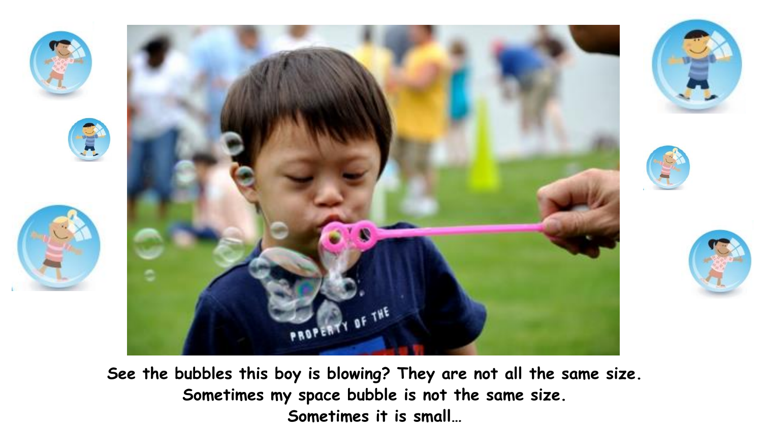**See the bubbles this boy is blowing? They are not all the same size.**
**Sometimes my space bubble is not the same size.**
**Sometimes it is small…**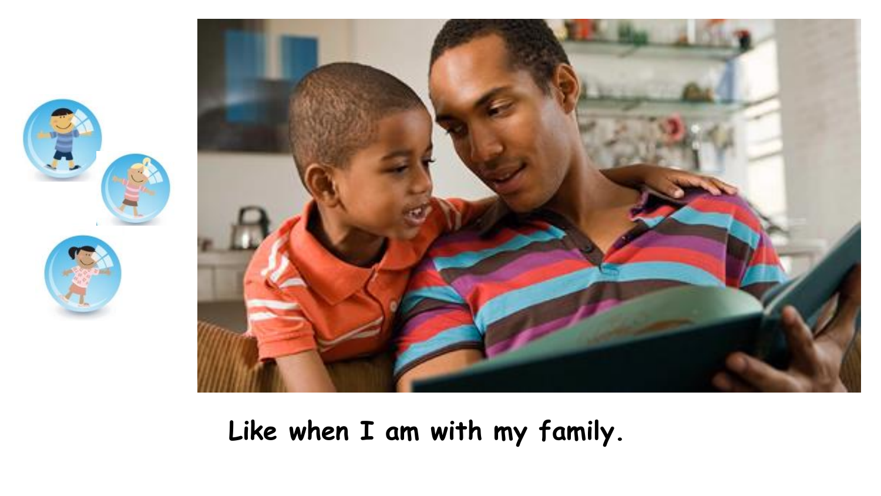Like when I am with my family.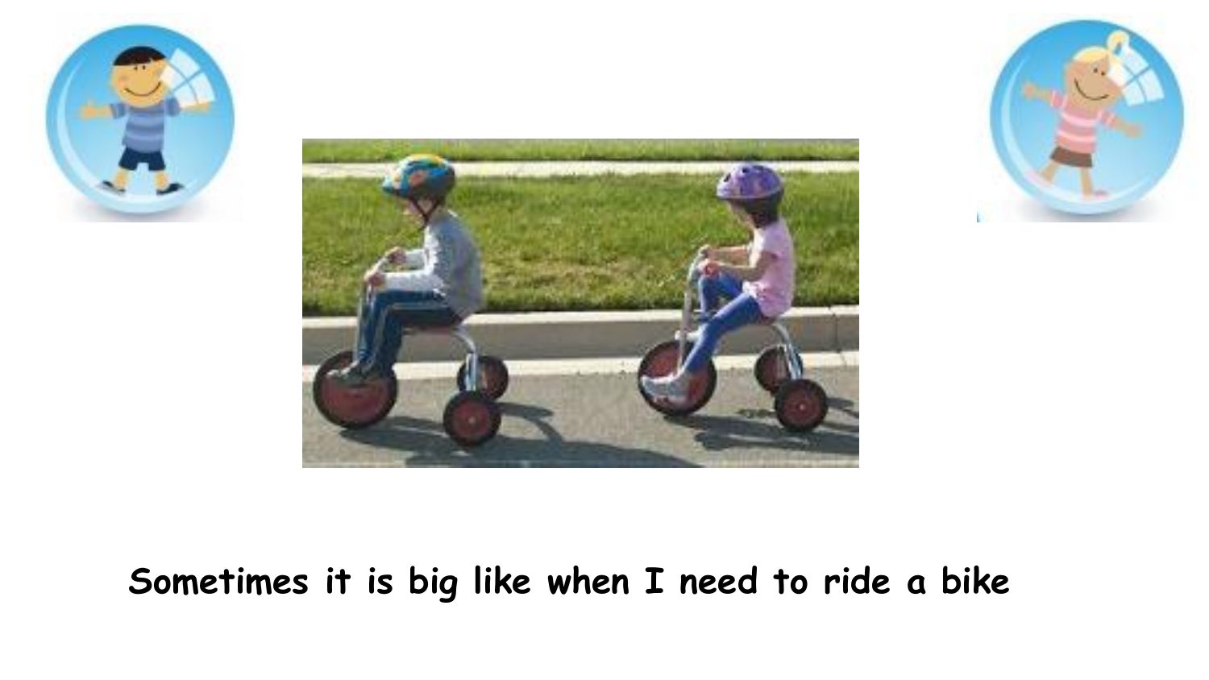**Sometimes it is big like when I need to ride a bike**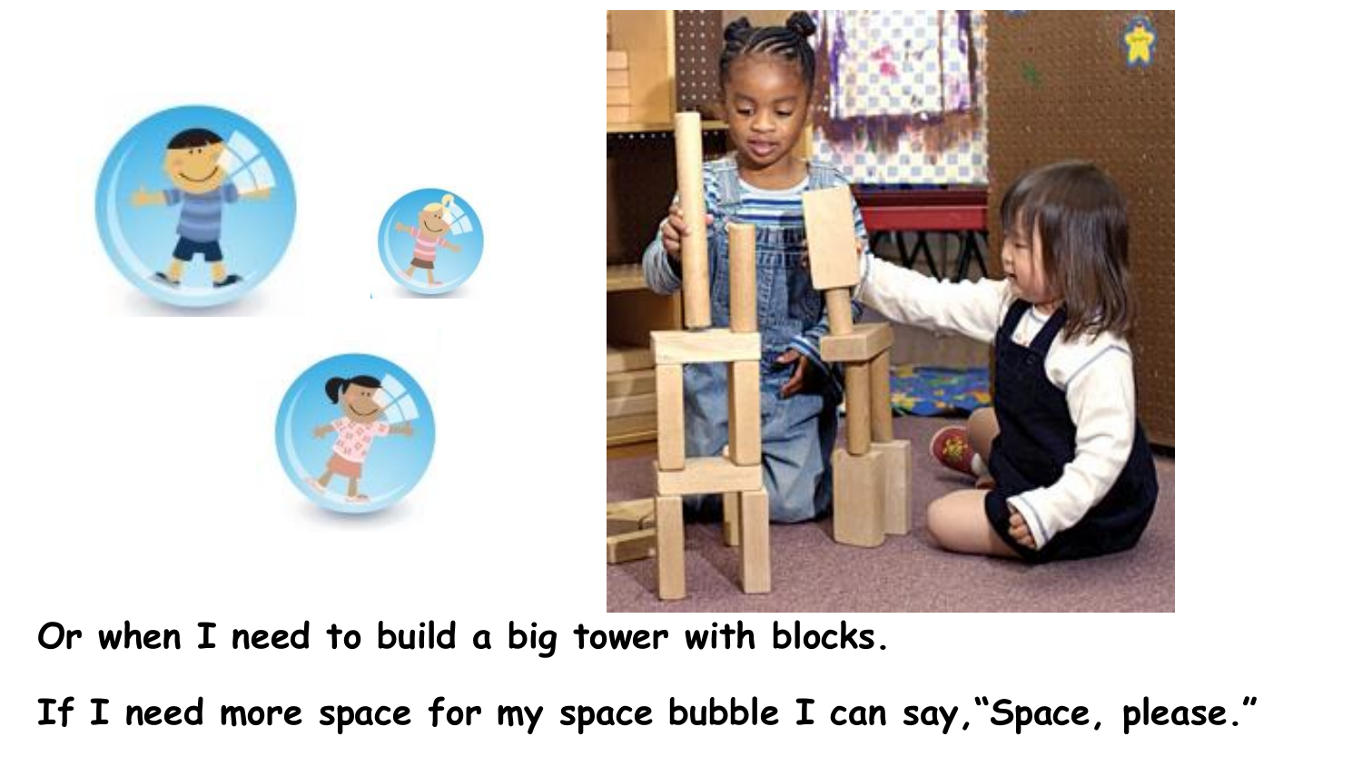**Or when I need to build a big tower with blocks.**

**If I need more space for my space bubble I can say,"Space, please."**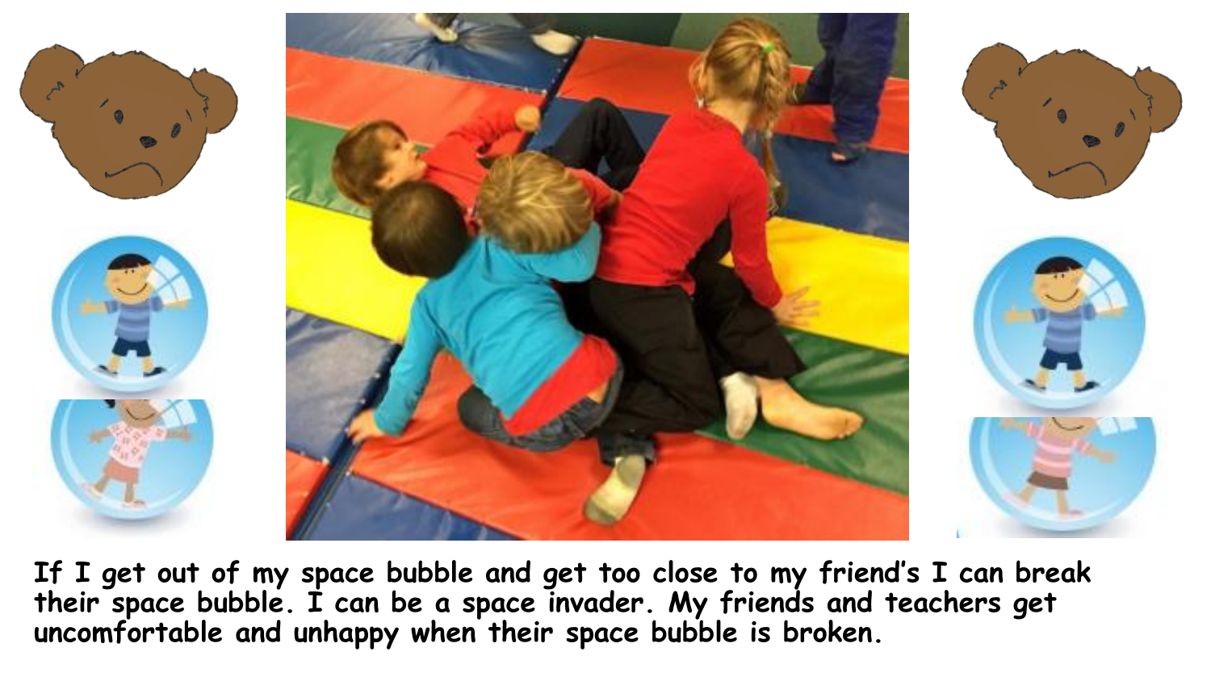**If I get out of my space bubble and get too close to my friend's I can break their space bubble. I can be a space invader. My friends and teachers get uncomfortable and unhappy when their space bubble is broken.**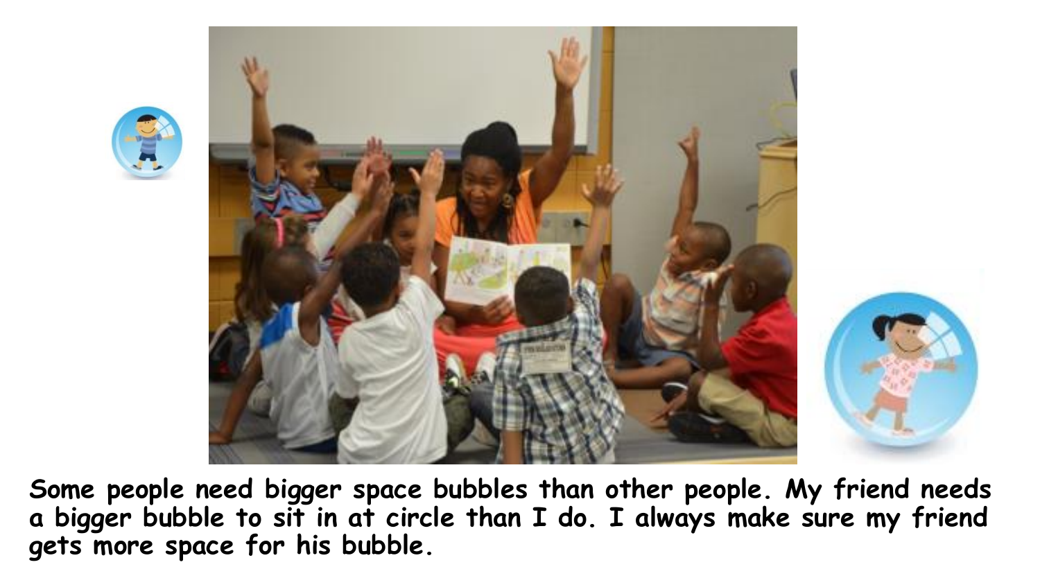**Some people need bigger space bubbles than other people. My friend needs a bigger bubble to sit in at circle than I do. I always make sure my friend gets more space for his bubble.**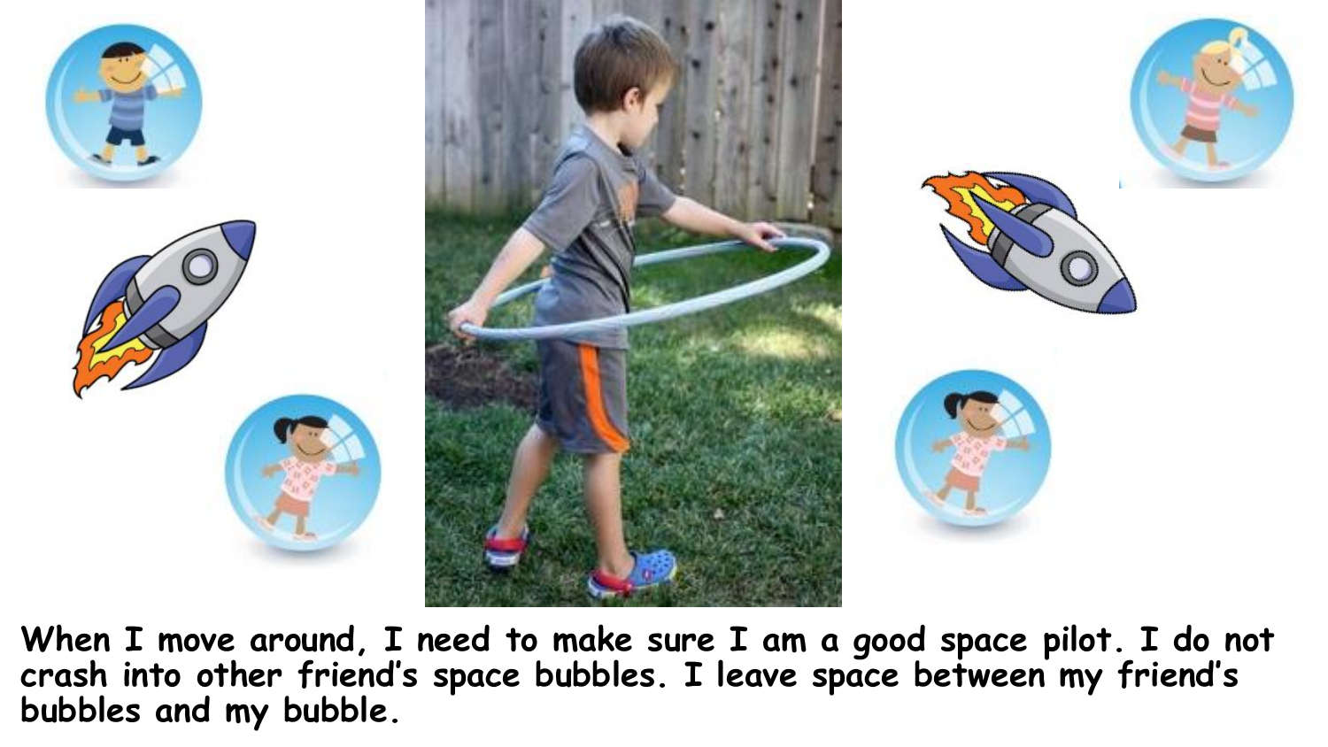**When I move around, I need to make sure I am a good space pilot. I do not crash into other friend's space bubbles. I leave space between my friend's bubbles and my bubble.**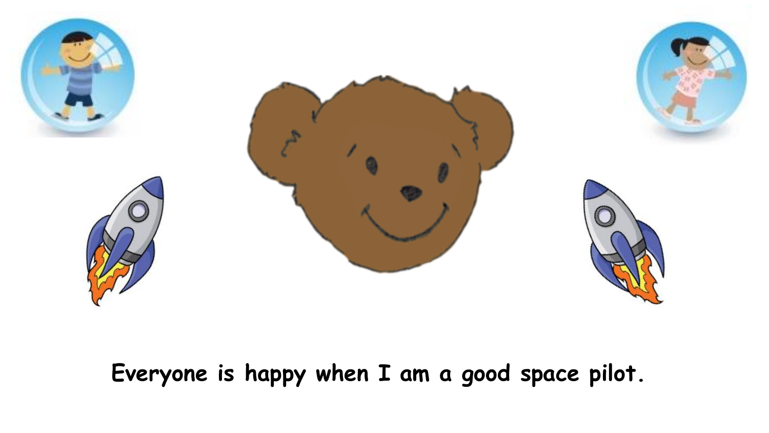Everyone is happy when I am a good space pilot.